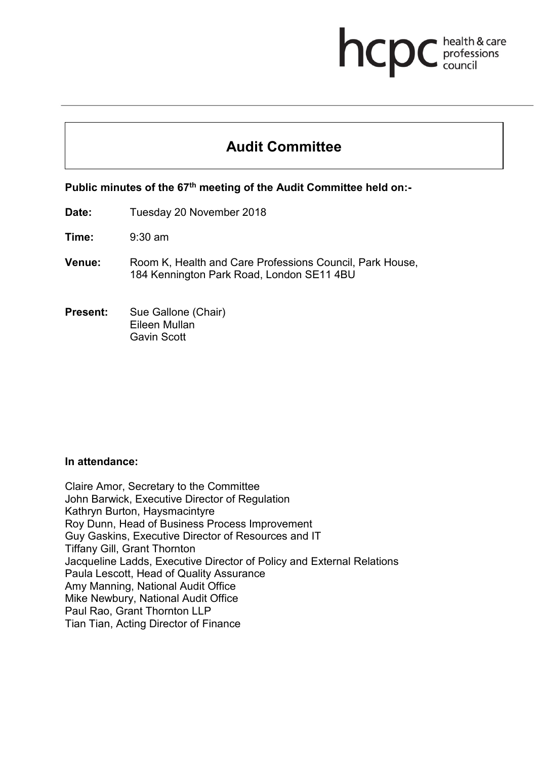hcpc health & care professions council

# Audit Committee

**Public minutes of the 67th meeting of the Audit Committee held on:-**

**Date:** Tuesday 20 November 2018

**Time:** 9:30 am

**Venue:** Room K, Health and Care Professions Council, Park House, 184 Kennington Park Road, London SE11 4BU

**Present:** Sue Gallone (Chair)
Eileen Mullan
Gavin Scott

**In attendance:**

Claire Amor, Secretary to the Committee
John Barwick, Executive Director of Regulation
Kathryn Burton, Haysmacintyre
Roy Dunn, Head of Business Process Improvement
Guy Gaskins, Executive Director of Resources and IT
Tiffany Gill, Grant Thornton
Jacqueline Ladds, Executive Director of Policy and External Relations
Paula Lescott, Head of Quality Assurance
Amy Manning, National Audit Office
Mike Newbury, National Audit Office
Paul Rao, Grant Thornton LLP
Tian Tian, Acting Director of Finance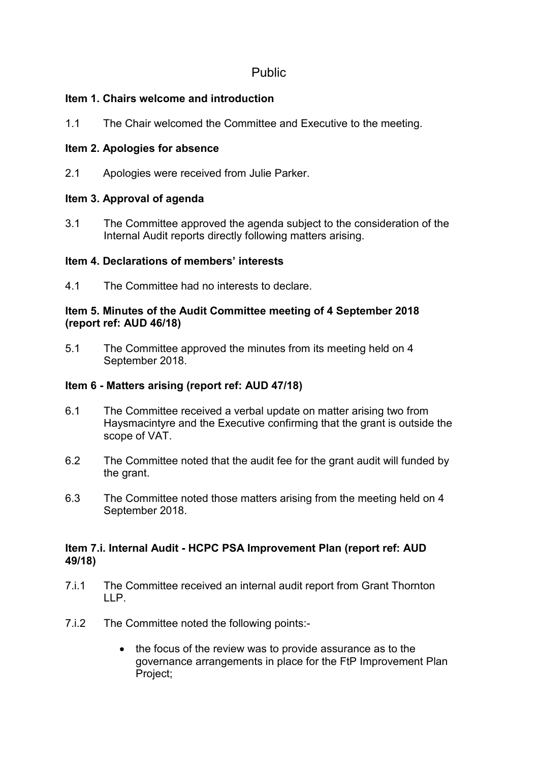Public

**Item 1. Chairs welcome and introduction**

1.1 The Chair welcomed the Committee and Executive to the meeting.

**Item 2. Apologies for absence**

2.1 Apologies were received from Julie Parker.

**Item 3. Approval of agenda**

3.1 The Committee approved the agenda subject to the consideration of the Internal Audit reports directly following matters arising.

**Item 4. Declarations of members' interests**

4.1 The Committee had no interests to declare.

**Item 5. Minutes of the Audit Committee meeting of 4 September 2018 (report ref: AUD 46/18)**

5.1 The Committee approved the minutes from its meeting held on 4 September 2018.

**Item 6 - Matters arising (report ref: AUD 47/18)**

6.1 The Committee received a verbal update on matter arising two from Haysmacintyre and the Executive confirming that the grant is outside the scope of VAT.

6.2 The Committee noted that the audit fee for the grant audit will funded by the grant.

6.3 The Committee noted those matters arising from the meeting held on 4 September 2018.

**Item 7.i. Internal Audit - HCPC PSA Improvement Plan (report ref: AUD 49/18)**

7.i.1 The Committee received an internal audit report from Grant Thornton LLP.

7.i.2 The Committee noted the following points:-

- the focus of the review was to provide assurance as to the governance arrangements in place for the FtP Improvement Plan Project;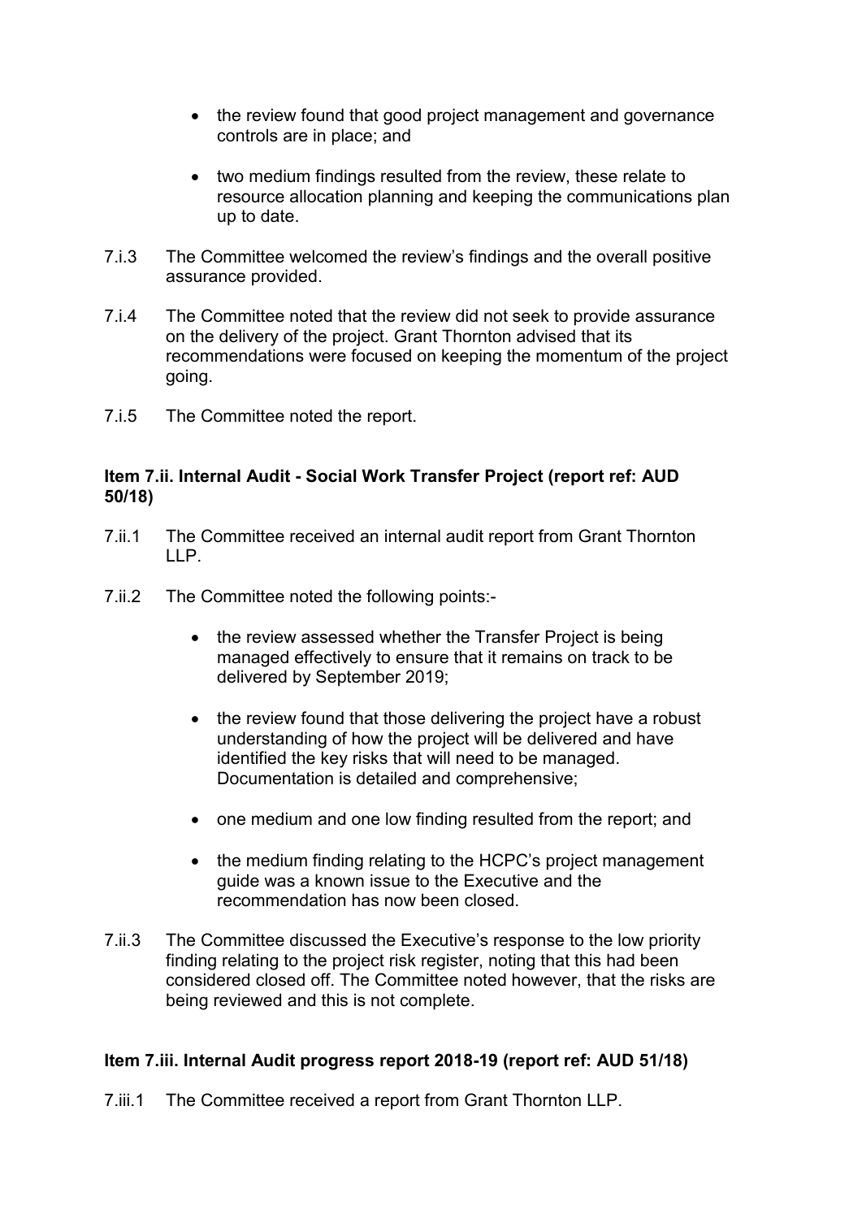- the review found that good project management and governance controls are in place; and
- two medium findings resulted from the review, these relate to resource allocation planning and keeping the communications plan up to date.

7.i.3 The Committee welcomed the review's findings and the overall positive assurance provided.

7.i.4 The Committee noted that the review did not seek to provide assurance on the delivery of the project. Grant Thornton advised that its recommendations were focused on keeping the momentum of the project going.

7.i.5 The Committee noted the report.

**Item 7.ii. Internal Audit - Social Work Transfer Project (report ref: AUD 50/18)**

7.ii.1 The Committee received an internal audit report from Grant Thornton LLP.

7.ii.2 The Committee noted the following points:-

- the review assessed whether the Transfer Project is being managed effectively to ensure that it remains on track to be delivered by September 2019;
- the review found that those delivering the project have a robust understanding of how the project will be delivered and have identified the key risks that will need to be managed. Documentation is detailed and comprehensive;
- one medium and one low finding resulted from the report; and
- the medium finding relating to the HCPC's project management guide was a known issue to the Executive and the recommendation has now been closed.

7.ii.3 The Committee discussed the Executive's response to the low priority finding relating to the project risk register, noting that this had been considered closed off. The Committee noted however, that the risks are being reviewed and this is not complete.

**Item 7.iii. Internal Audit progress report 2018-19 (report ref: AUD 51/18)**

7.iii.1 The Committee received a report from Grant Thornton LLP.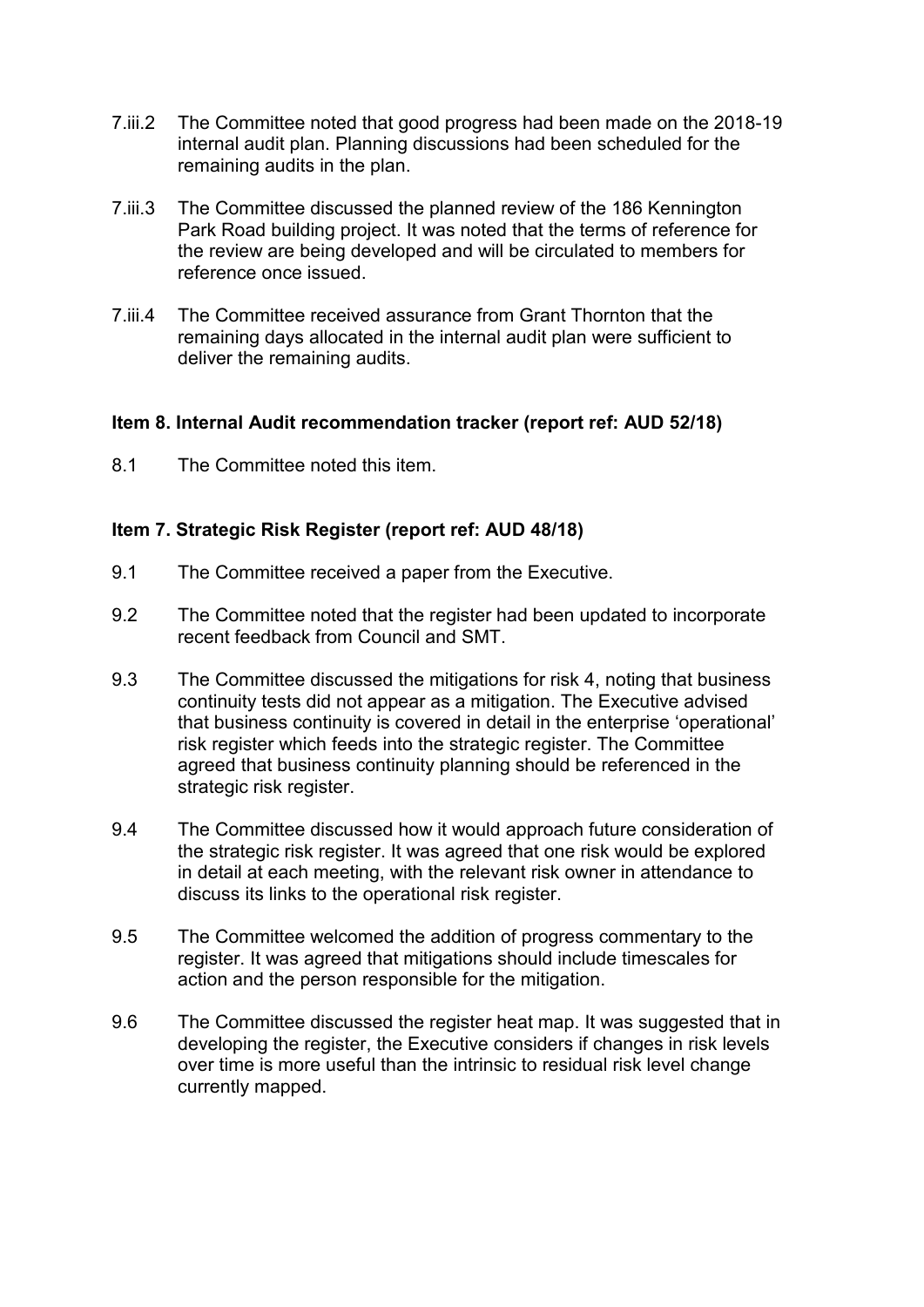7.iii.2 The Committee noted that good progress had been made on the 2018-19 internal audit plan. Planning discussions had been scheduled for the remaining audits in the plan.

7.iii.3 The Committee discussed the planned review of the 186 Kennington Park Road building project. It was noted that the terms of reference for the review are being developed and will be circulated to members for reference once issued.

7.iii.4 The Committee received assurance from Grant Thornton that the remaining days allocated in the internal audit plan were sufficient to deliver the remaining audits.

**Item 8. Internal Audit recommendation tracker (report ref: AUD 52/18)**

8.1 The Committee noted this item.

**Item 7. Strategic Risk Register (report ref: AUD 48/18)**

9.1 The Committee received a paper from the Executive.

9.2 The Committee noted that the register had been updated to incorporate recent feedback from Council and SMT.

9.3 The Committee discussed the mitigations for risk 4, noting that business continuity tests did not appear as a mitigation. The Executive advised that business continuity is covered in detail in the enterprise 'operational' risk register which feeds into the strategic register. The Committee agreed that business continuity planning should be referenced in the strategic risk register.

9.4 The Committee discussed how it would approach future consideration of the strategic risk register. It was agreed that one risk would be explored in detail at each meeting, with the relevant risk owner in attendance to discuss its links to the operational risk register.

9.5 The Committee welcomed the addition of progress commentary to the register. It was agreed that mitigations should include timescales for action and the person responsible for the mitigation.

9.6 The Committee discussed the register heat map. It was suggested that in developing the register, the Executive considers if changes in risk levels over time is more useful than the intrinsic to residual risk level change currently mapped.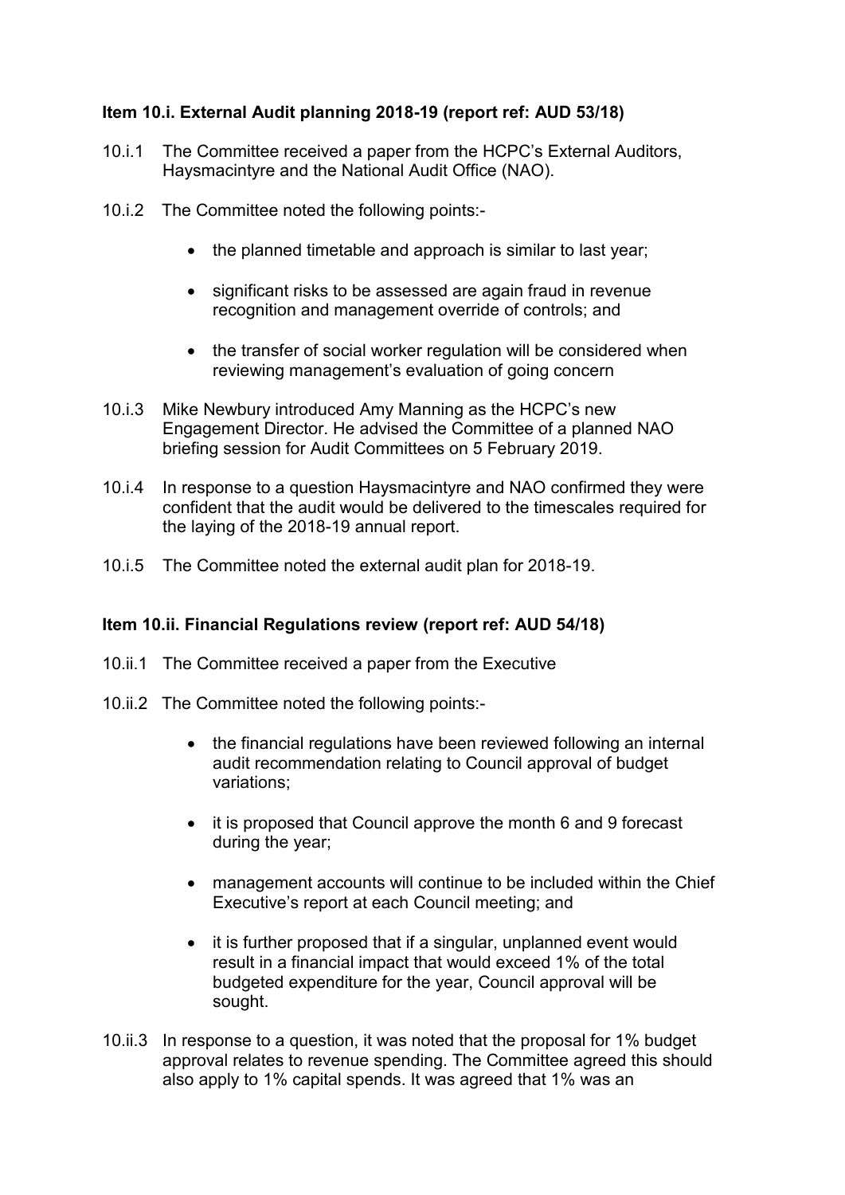**Item 10.i. External Audit planning 2018-19 (report ref: AUD 53/18)**

10.i.1 The Committee received a paper from the HCPC's External Auditors, Haysmacintyre and the National Audit Office (NAO).

10.i.2 The Committee noted the following points:-

- the planned timetable and approach is similar to last year;
- significant risks to be assessed are again fraud in revenue recognition and management override of controls; and
- the transfer of social worker regulation will be considered when reviewing management's evaluation of going concern

10.i.3 Mike Newbury introduced Amy Manning as the HCPC's new Engagement Director. He advised the Committee of a planned NAO briefing session for Audit Committees on 5 February 2019.

10.i.4 In response to a question Haysmacintyre and NAO confirmed they were confident that the audit would be delivered to the timescales required for the laying of the 2018-19 annual report.

10.i.5 The Committee noted the external audit plan for 2018-19.

**Item 10.ii. Financial Regulations review (report ref: AUD 54/18)**

10.ii.1 The Committee received a paper from the Executive

10.ii.2 The Committee noted the following points:-

- the financial regulations have been reviewed following an internal audit recommendation relating to Council approval of budget variations;
- it is proposed that Council approve the month 6 and 9 forecast during the year;
- management accounts will continue to be included within the Chief Executive's report at each Council meeting; and
- it is further proposed that if a singular, unplanned event would result in a financial impact that would exceed 1% of the total budgeted expenditure for the year, Council approval will be sought.

10.ii.3 In response to a question, it was noted that the proposal for 1% budget approval relates to revenue spending. The Committee agreed this should also apply to 1% capital spends. It was agreed that 1% was an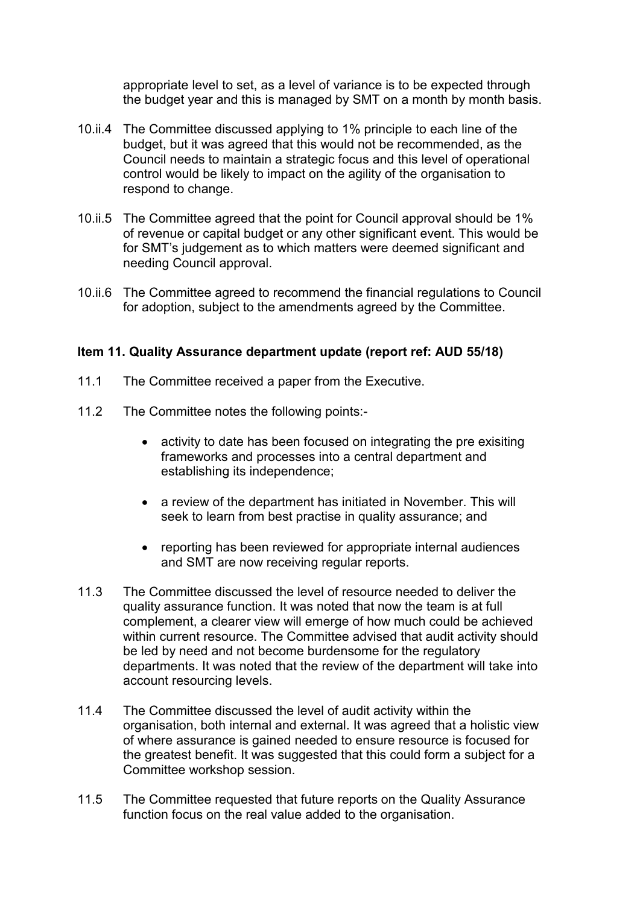appropriate level to set, as a level of variance is to be expected through the budget year and this is managed by SMT on a month by month basis.

10.ii.4 The Committee discussed applying to 1% principle to each line of the budget, but it was agreed that this would not be recommended, as the Council needs to maintain a strategic focus and this level of operational control would be likely to impact on the agility of the organisation to respond to change.

10.ii.5 The Committee agreed that the point for Council approval should be 1% of revenue or capital budget or any other significant event. This would be for SMT's judgement as to which matters were deemed significant and needing Council approval.

10.ii.6 The Committee agreed to recommend the financial regulations to Council for adoption, subject to the amendments agreed by the Committee.

**Item 11. Quality Assurance department update (report ref: AUD 55/18)**

11.1 The Committee received a paper from the Executive.

11.2 The Committee notes the following points:-

- activity to date has been focused on integrating the pre exisiting frameworks and processes into a central department and establishing its independence;
- a review of the department has initiated in November. This will seek to learn from best practise in quality assurance; and
- reporting has been reviewed for appropriate internal audiences and SMT are now receiving regular reports.

11.3 The Committee discussed the level of resource needed to deliver the quality assurance function. It was noted that now the team is at full complement, a clearer view will emerge of how much could be achieved within current resource. The Committee advised that audit activity should be led by need and not become burdensome for the regulatory departments. It was noted that the review of the department will take into account resourcing levels.

11.4 The Committee discussed the level of audit activity within the organisation, both internal and external. It was agreed that a holistic view of where assurance is gained needed to ensure resource is focused for the greatest benefit. It was suggested that this could form a subject for a Committee workshop session.

11.5 The Committee requested that future reports on the Quality Assurance function focus on the real value added to the organisation.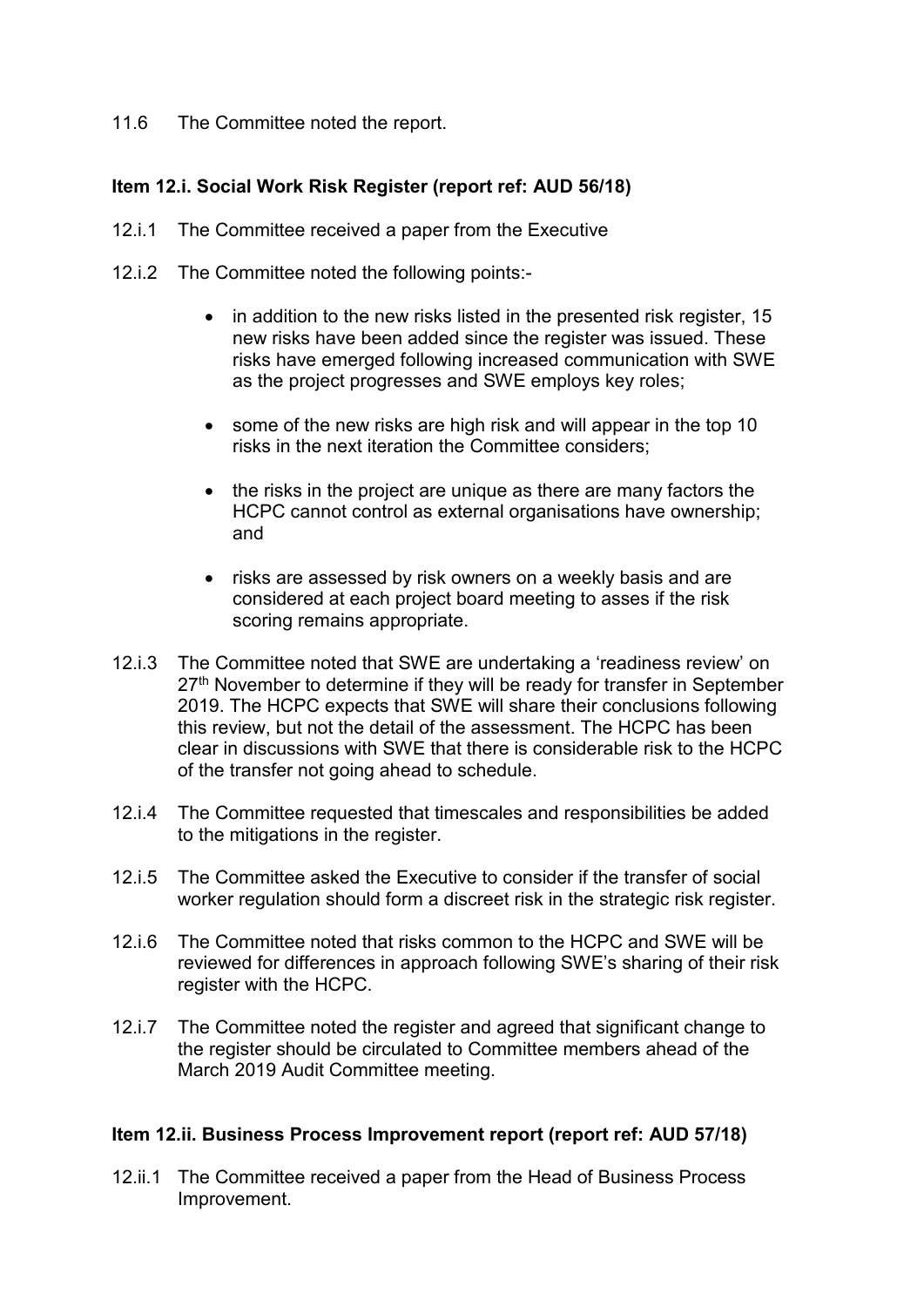11.6 The Committee noted the report.

**Item 12.i. Social Work Risk Register (report ref: AUD 56/18)**

12.i.1 The Committee received a paper from the Executive

12.i.2 The Committee noted the following points:-

- in addition to the new risks listed in the presented risk register, 15 new risks have been added since the register was issued. These risks have emerged following increased communication with SWE as the project progresses and SWE employs key roles;
- some of the new risks are high risk and will appear in the top 10 risks in the next iteration the Committee considers;
- the risks in the project are unique as there are many factors the HCPC cannot control as external organisations have ownership; and
- risks are assessed by risk owners on a weekly basis and are considered at each project board meeting to asses if the risk scoring remains appropriate.

12.i.3 The Committee noted that SWE are undertaking a 'readiness review' on 27th November to determine if they will be ready for transfer in September 2019. The HCPC expects that SWE will share their conclusions following this review, but not the detail of the assessment. The HCPC has been clear in discussions with SWE that there is considerable risk to the HCPC of the transfer not going ahead to schedule.

12.i.4 The Committee requested that timescales and responsibilities be added to the mitigations in the register.

12.i.5 The Committee asked the Executive to consider if the transfer of social worker regulation should form a discreet risk in the strategic risk register.

12.i.6 The Committee noted that risks common to the HCPC and SWE will be reviewed for differences in approach following SWE's sharing of their risk register with the HCPC.

12.i.7 The Committee noted the register and agreed that significant change to the register should be circulated to Committee members ahead of the March 2019 Audit Committee meeting.

**Item 12.ii. Business Process Improvement report (report ref: AUD 57/18)**

12.ii.1 The Committee received a paper from the Head of Business Process Improvement.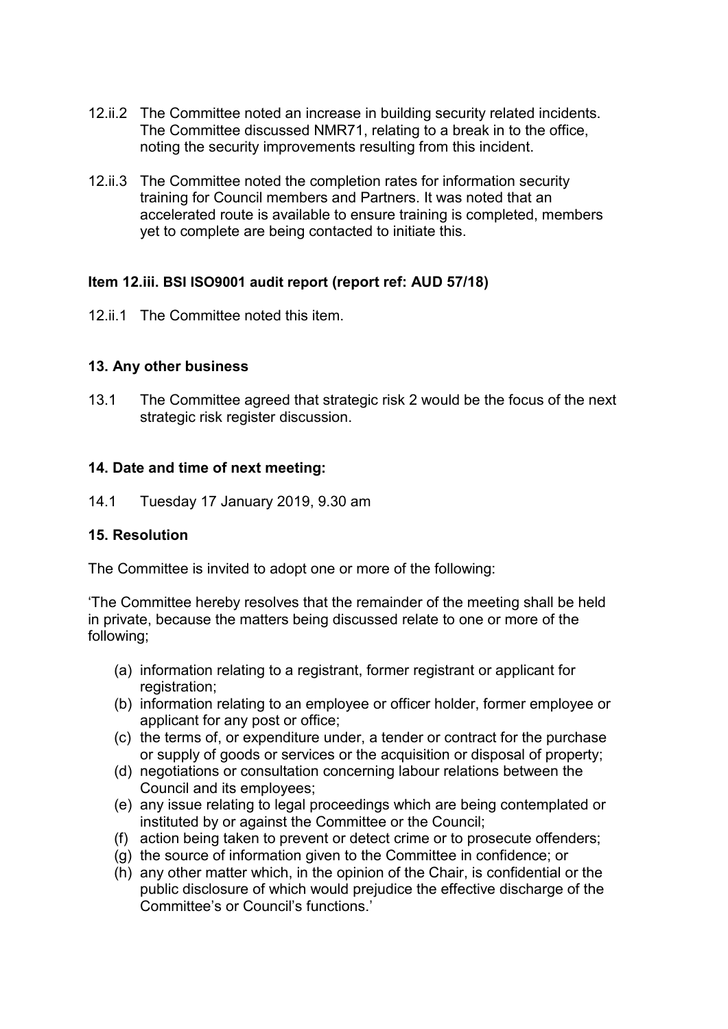12.ii.2 The Committee noted an increase in building security related incidents. The Committee discussed NMR71, relating to a break in to the office, noting the security improvements resulting from this incident.

12.ii.3 The Committee noted the completion rates for information security training for Council members and Partners. It was noted that an accelerated route is available to ensure training is completed, members yet to complete are being contacted to initiate this.

**Item 12.iii. BSI ISO9001 audit report (report ref: AUD 57/18)**

12.ii.1 The Committee noted this item.

**13. Any other business**

13.1 The Committee agreed that strategic risk 2 would be the focus of the next strategic risk register discussion.

**14. Date and time of next meeting:**

14.1 Tuesday 17 January 2019, 9.30 am

**15. Resolution**

The Committee is invited to adopt one or more of the following:

'The Committee hereby resolves that the remainder of the meeting shall be held in private, because the matters being discussed relate to one or more of the following;

(a) information relating to a registrant, former registrant or applicant for registration;
(b) information relating to an employee or officer holder, former employee or applicant for any post or office;
(c) the terms of, or expenditure under, a tender or contract for the purchase or supply of goods or services or the acquisition or disposal of property;
(d) negotiations or consultation concerning labour relations between the Council and its employees;
(e) any issue relating to legal proceedings which are being contemplated or instituted by or against the Committee or the Council;
(f) action being taken to prevent or detect crime or to prosecute offenders;
(g) the source of information given to the Committee in confidence; or
(h) any other matter which, in the opinion of the Chair, is confidential or the public disclosure of which would prejudice the effective discharge of the Committee's or Council's functions.'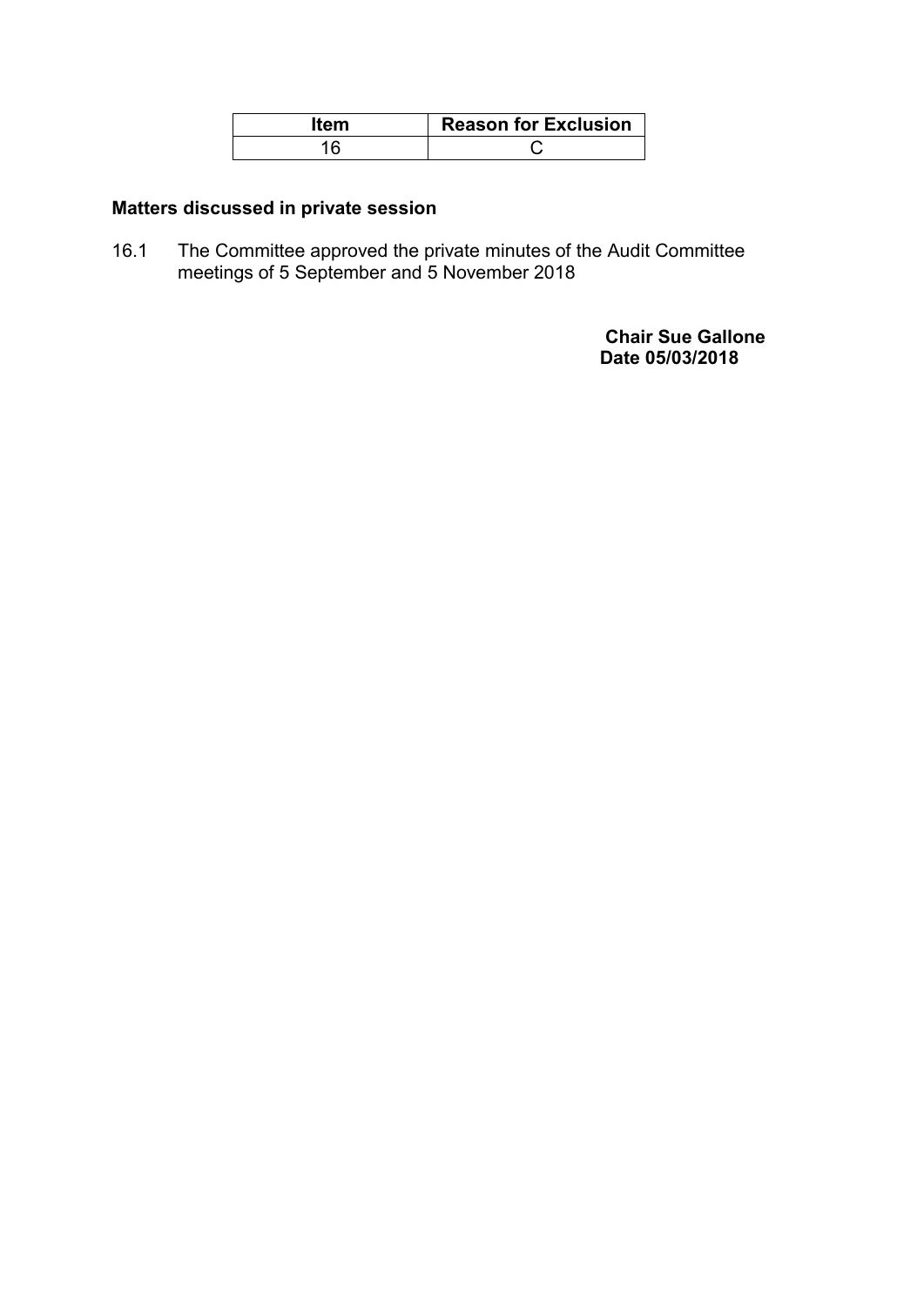| Item | Reason for Exclusion |
|---|---|
| 16 | C |

**Matters discussed in private session**

16.1 The Committee approved the private minutes of the Audit Committee meetings of 5 September and 5 November 2018

**Chair Sue Gallone**
**Date 05/03/2018**